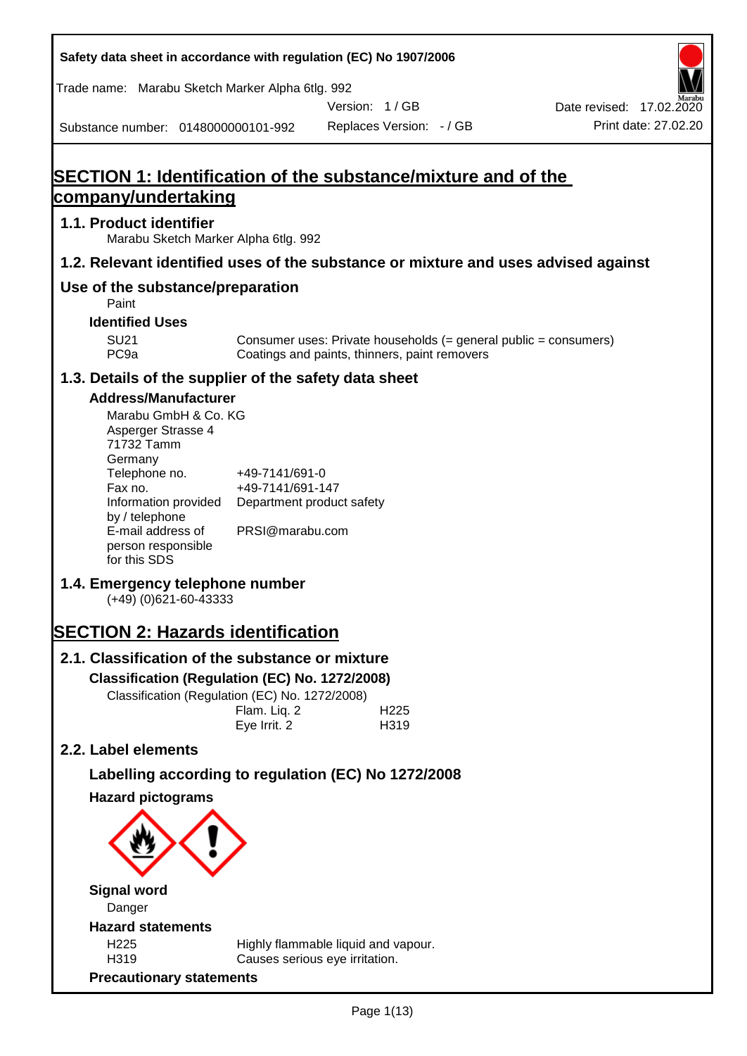Safety data sheet in accordance with regulation (EC) No 1907/2006

Trade name: Marabu Sketch Marker Alpha 6tlg. 992

Version: 1 / GB

Date revised: 17.02.2020

Substance number: 0148000000101-992

Replaces Version: - / GB

Print date: 27.02.20

# SECTION 1: Identification of the substance/mixture and of the company/undertaking

## 1.1. Product identifier

Marabu Sketch Marker Alpha 6tlg. 992

## 1.2. Relevant identified uses of the substance or mixture and uses advised against

## Use of the substance/preparation

Paint

### Identified Uses

| | |
|---|---|
| SU21 | Consumer uses: Private households (= general public = consumers) |
| PC9a | Coatings and paints, thinners, paint removers |

## 1.3. Details of the supplier of the safety data sheet

### Address/Manufacturer

Marabu GmbH & Co. KG
Asperger Strasse 4
71732 Tamm
Germany

| | |
|---|---|
| Telephone no. | +49-7141/691-0 |
| Fax no. | +49-7141/691-147 |
| Information provided by / telephone | Department product safety |
| E-mail address of person responsible for this SDS | PRSI@marabu.com |

## 1.4. Emergency telephone number

(+49) (0)621-60-43333

# SECTION 2: Hazards identification

## 2.1. Classification of the substance or mixture

### Classification (Regulation (EC) No. 1272/2008)

Classification (Regulation (EC) No. 1272/2008)

| | |
|---|---|
| Flam. Liq. 2 | H225 |
| Eye Irrit. 2 | H319 |

## 2.2. Label elements

### Labelling according to regulation (EC) No 1272/2008

### Hazard pictograms

### Signal word

Danger

### Hazard statements

| | |
|---|---|
| H225 | Highly flammable liquid and vapour. |
| H319 | Causes serious eye irritation. |

### Precautionary statements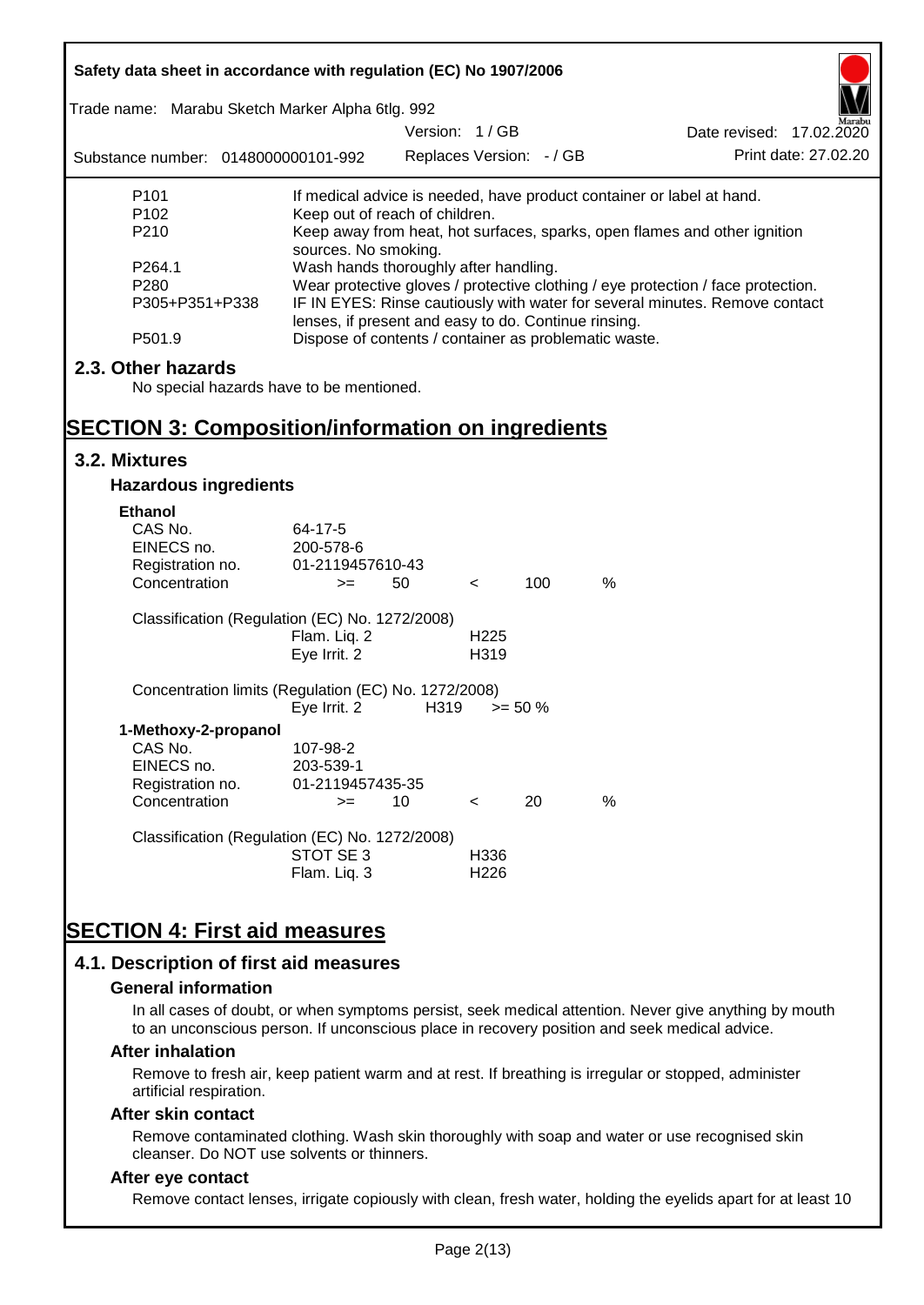| | |
|---|---|
| P101 | If medical advice is needed, have product container or label at hand. |
| P102 | Keep out of reach of children. |
| P210 | Keep away from heat, hot surfaces, sparks, open flames and other ignition sources. No smoking. |
| P264.1 | Wash hands thoroughly after handling. |
| P280 | Wear protective gloves / protective clothing / eye protection / face protection. |
| P305+P351+P338 | IF IN EYES: Rinse cautiously with water for several minutes. Remove contact lenses, if present and easy to do. Continue rinsing. |
| P501.9 | Dispose of contents / container as problematic waste. |

## 2.3. Other hazards

No special hazards have to be mentioned.

# SECTION 3: Composition/information on ingredients

## 3.2. Mixtures

### Hazardous ingredients

**Ethanol**

| | | | | | |
|---|---|---|---|---|---|
| CAS No. | 64-17-5 | | | | |
| EINECS no. | 200-578-6 | | | | |
| Registration no. | 01-2119457610-43 | | | | |
| Concentration | >= | 50 | < | 100 | % |

Classification (Regulation (EC) No. 1272/2008)

| | |
|---|---|
| Flam. Liq. 2 | H225 |
| Eye Irrit. 2 | H319 |

Concentration limits (Regulation (EC) No. 1272/2008)

| | | |
|---|---|---|
| Eye Irrit. 2 | H319 | >= 50 % |

**1-Methoxy-2-propanol**

| | | | | | |
|---|---|---|---|---|---|
| CAS No. | 107-98-2 | | | | |
| EINECS no. | 203-539-1 | | | | |
| Registration no. | 01-2119457435-35 | | | | |
| Concentration | >= | 10 | < | 20 | % |

Classification (Regulation (EC) No. 1272/2008)

| | |
|---|---|
| STOT SE 3 | H336 |
| Flam. Liq. 3 | H226 |

# SECTION 4: First aid measures

## 4.1. Description of first aid measures

### General information

In all cases of doubt, or when symptoms persist, seek medical attention. Never give anything by mouth to an unconscious person. If unconscious place in recovery position and seek medical advice.

### After inhalation

Remove to fresh air, keep patient warm and at rest. If breathing is irregular or stopped, administer artificial respiration.

### After skin contact

Remove contaminated clothing. Wash skin thoroughly with soap and water or use recognised skin cleanser. Do NOT use solvents or thinners.

### After eye contact

Remove contact lenses, irrigate copiously with clean, fresh water, holding the eyelids apart for at least 10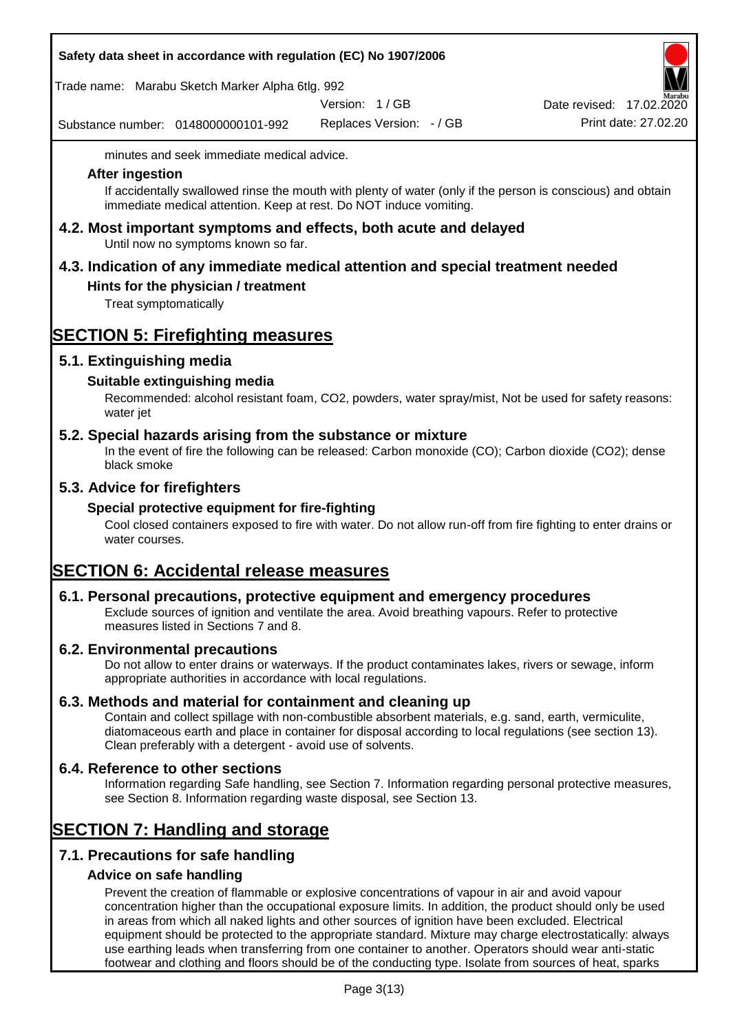minutes and seek immediate medical advice.

### After ingestion

If accidentally swallowed rinse the mouth with plenty of water (only if the person is conscious) and obtain immediate medical attention. Keep at rest. Do NOT induce vomiting.

## 4.2. Most important symptoms and effects, both acute and delayed

Until now no symptoms known so far.

## 4.3. Indication of any immediate medical attention and special treatment needed

### Hints for the physician / treatment

Treat symptomatically

# SECTION 5: Firefighting measures

## 5.1. Extinguishing media

### Suitable extinguishing media

Recommended: alcohol resistant foam, CO2, powders, water spray/mist, Not be used for safety reasons: water jet

## 5.2. Special hazards arising from the substance or mixture

In the event of fire the following can be released: Carbon monoxide (CO); Carbon dioxide (CO2); dense black smoke

## 5.3. Advice for firefighters

### Special protective equipment for fire-fighting

Cool closed containers exposed to fire with water. Do not allow run-off from fire fighting to enter drains or water courses.

# SECTION 6: Accidental release measures

## 6.1. Personal precautions, protective equipment and emergency procedures

Exclude sources of ignition and ventilate the area. Avoid breathing vapours. Refer to protective measures listed in Sections 7 and 8.

## 6.2. Environmental precautions

Do not allow to enter drains or waterways. If the product contaminates lakes, rivers or sewage, inform appropriate authorities in accordance with local regulations.

## 6.3. Methods and material for containment and cleaning up

Contain and collect spillage with non-combustible absorbent materials, e.g. sand, earth, vermiculite, diatomaceous earth and place in container for disposal according to local regulations (see section 13). Clean preferably with a detergent - avoid use of solvents.

## 6.4. Reference to other sections

Information regarding Safe handling, see Section 7. Information regarding personal protective measures, see Section 8. Information regarding waste disposal, see Section 13.

# SECTION 7: Handling and storage

## 7.1. Precautions for safe handling

### Advice on safe handling

Prevent the creation of flammable or explosive concentrations of vapour in air and avoid vapour concentration higher than the occupational exposure limits. In addition, the product should only be used in areas from which all naked lights and other sources of ignition have been excluded. Electrical equipment should be protected to the appropriate standard. Mixture may charge electrostatically: always use earthing leads when transferring from one container to another. Operators should wear anti-static footwear and clothing and floors should be of the conducting type. Isolate from sources of heat, sparks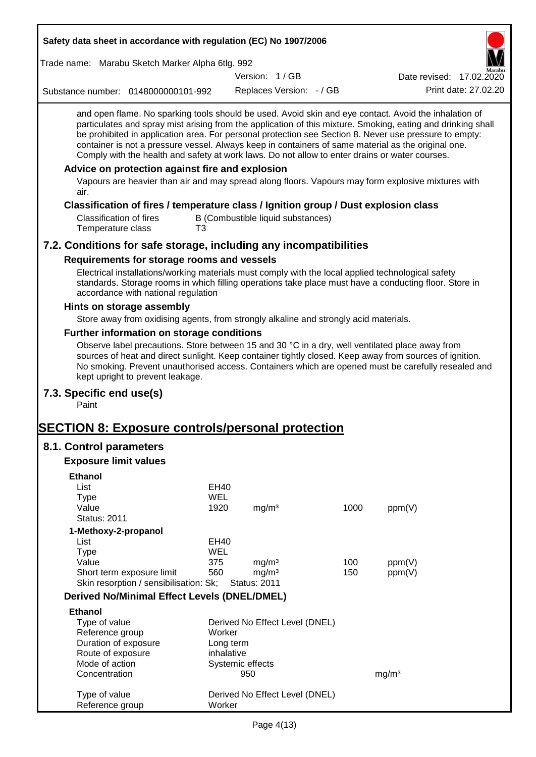and open flame. No sparking tools should be used. Avoid skin and eye contact. Avoid the inhalation of particulates and spray mist arising from the application of this mixture. Smoking, eating and drinking shall be prohibited in application area. For personal protection see Section 8. Never use pressure to empty: container is not a pressure vessel. Always keep in containers of same material as the original one. Comply with the health and safety at work laws. Do not allow to enter drains or water courses.

### Advice on protection against fire and explosion

Vapours are heavier than air and may spread along floors. Vapours may form explosive mixtures with air.

### Classification of fires / temperature class / Ignition group / Dust explosion class

| | |
|---|---|
| Classification of fires | B (Combustible liquid substances) |
| Temperature class | T3 |

## 7.2. Conditions for safe storage, including any incompatibilities

### Requirements for storage rooms and vessels

Electrical installations/working materials must comply with the local applied technological safety standards. Storage rooms in which filling operations take place must have a conducting floor. Store in accordance with national regulation

### Hints on storage assembly

Store away from oxidising agents, from strongly alkaline and strongly acid materials.

### Further information on storage conditions

Observe label precautions. Store between 15 and 30 °C in a dry, well ventilated place away from sources of heat and direct sunlight. Keep container tightly closed. Keep away from sources of ignition. No smoking. Prevent unauthorised access. Containers which are opened must be carefully resealed and kept upright to prevent leakage.

## 7.3. Specific end use(s)

Paint

# SECTION 8: Exposure controls/personal protection

## 8.1. Control parameters

### Exposure limit values

**Ethanol**

| | | | | |
|---|---|---|---|---|
| List | EH40 | | | |
| Type | WEL | | | |
| Value | 1920 | mg/m³ | 1000 | ppm(V) |
| Status: 2011 | | | | |

**1-Methoxy-2-propanol**

| | | | | |
|---|---|---|---|---|
| List | EH40 | | | |
| Type | WEL | | | |
| Value | 375 | mg/m³ | 100 | ppm(V) |
| Short term exposure limit | 560 | mg/m³ | 150 | ppm(V) |
| Skin resorption / sensibilisation: Sk; | Status: 2011 | | | |

### Derived No/Minimal Effect Levels (DNEL/DMEL)

**Ethanol**

| | | |
|---|---|---|
| Type of value | Derived No Effect Level (DNEL) | |
| Reference group | Worker | |
| Duration of exposure | Long term | |
| Route of exposure | inhalative | |
| Mode of action | Systemic effects | |
| Concentration | 950 | mg/m³ |

| | |
|---|---|
| Type of value | Derived No Effect Level (DNEL) |
| Reference group | Worker |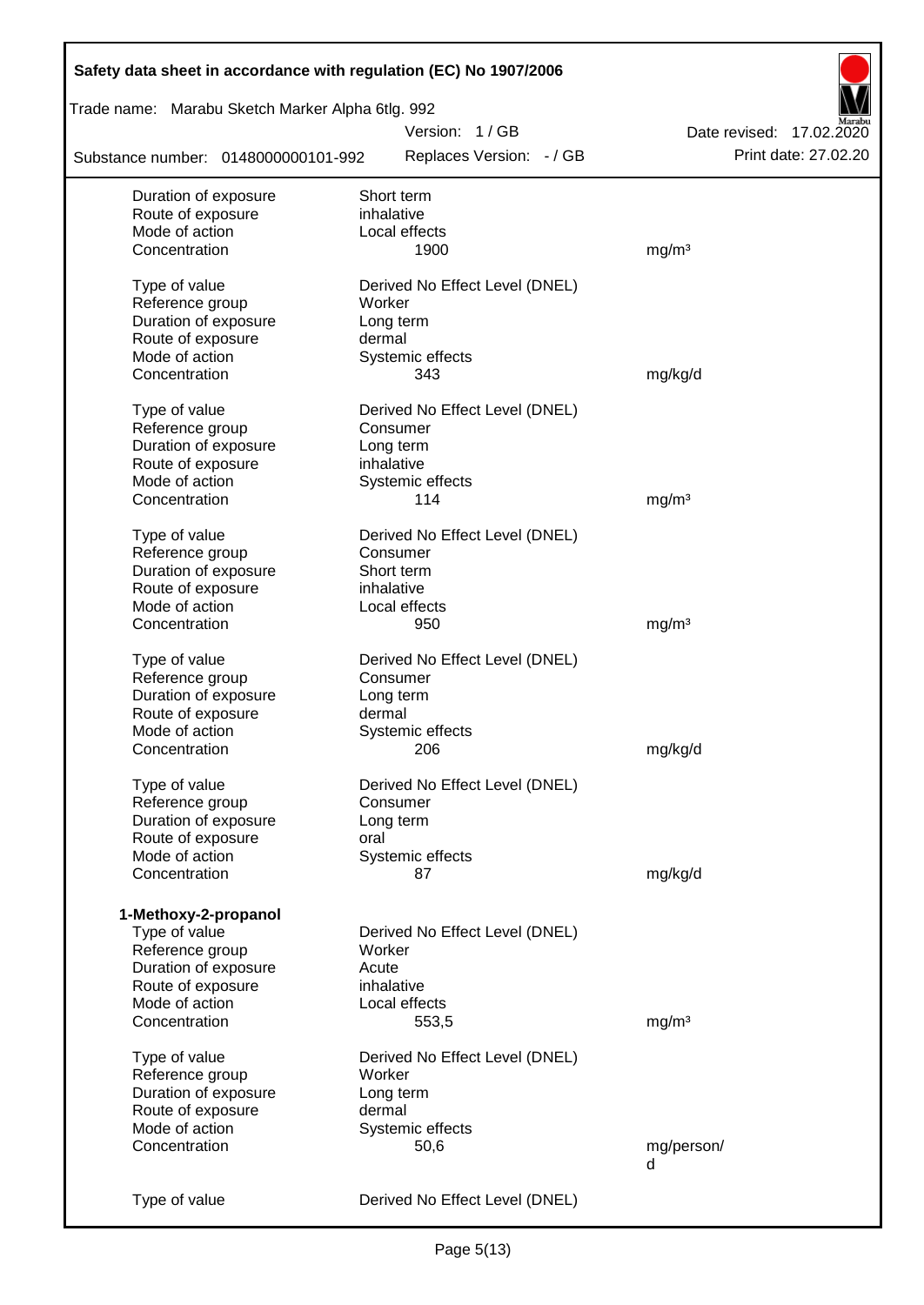| | | |
|---|---|---|
| Duration of exposure | Short term | |
| Route of exposure | inhalative | |
| Mode of action | Local effects | |
| Concentration | 1900 | mg/m³ |
| | | |
| Type of value | Derived No Effect Level (DNEL) | |
| Reference group | Worker | |
| Duration of exposure | Long term | |
| Route of exposure | dermal | |
| Mode of action | Systemic effects | |
| Concentration | 343 | mg/kg/d |
| | | |
| Type of value | Derived No Effect Level (DNEL) | |
| Reference group | Consumer | |
| Duration of exposure | Long term | |
| Route of exposure | inhalative | |
| Mode of action | Systemic effects | |
| Concentration | 114 | mg/m³ |
| | | |
| Type of value | Derived No Effect Level (DNEL) | |
| Reference group | Consumer | |
| Duration of exposure | Short term | |
| Route of exposure | inhalative | |
| Mode of action | Local effects | |
| Concentration | 950 | mg/m³ |
| | | |
| Type of value | Derived No Effect Level (DNEL) | |
| Reference group | Consumer | |
| Duration of exposure | Long term | |
| Route of exposure | dermal | |
| Mode of action | Systemic effects | |
| Concentration | 206 | mg/kg/d |
| | | |
| Type of value | Derived No Effect Level (DNEL) | |
| Reference group | Consumer | |
| Duration of exposure | Long term | |
| Route of exposure | oral | |
| Mode of action | Systemic effects | |
| Concentration | 87 | mg/kg/d |

**1-Methoxy-2-propanol**

| | | |
|---|---|---|
| Type of value | Derived No Effect Level (DNEL) | |
| Reference group | Worker | |
| Duration of exposure | Acute | |
| Route of exposure | inhalative | |
| Mode of action | Local effects | |
| Concentration | 553,5 | mg/m³ |
| | | |
| Type of value | Derived No Effect Level (DNEL) | |
| Reference group | Worker | |
| Duration of exposure | Long term | |
| Route of exposure | dermal | |
| Mode of action | Systemic effects | |
| Concentration | 50,6 | mg/person/d |
| | | |
| Type of value | Derived No Effect Level (DNEL) | |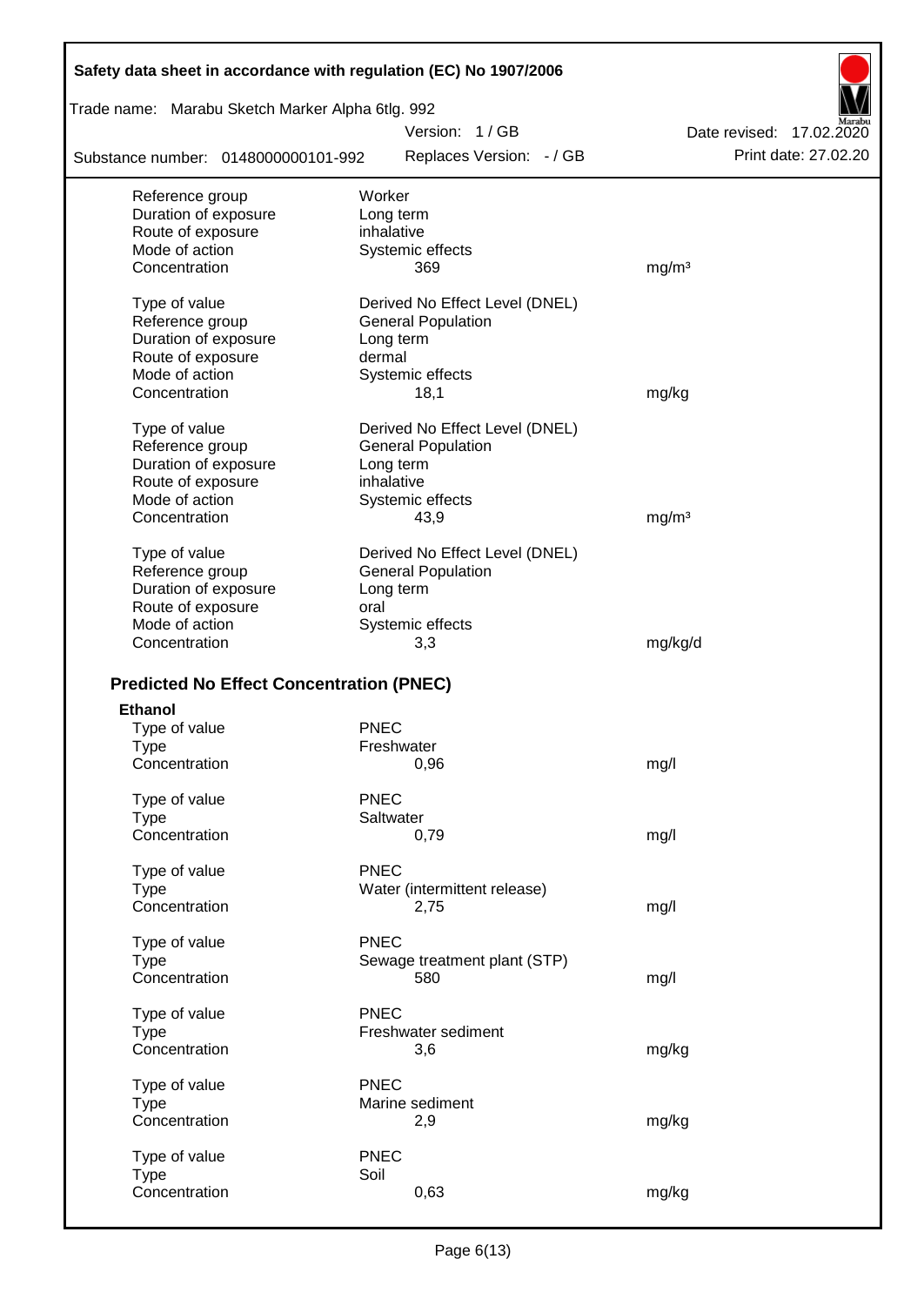| | | |
|---|---|---|
| Reference group | Worker | |
| Duration of exposure | Long term | |
| Route of exposure | inhalative | |
| Mode of action | Systemic effects | |
| Concentration | 369 | mg/m³ |

| | | |
|---|---|---|
| Type of value | Derived No Effect Level (DNEL) | |
| Reference group | General Population | |
| Duration of exposure | Long term | |
| Route of exposure | dermal | |
| Mode of action | Systemic effects | |
| Concentration | 18,1 | mg/kg |

| | | |
|---|---|---|
| Type of value | Derived No Effect Level (DNEL) | |
| Reference group | General Population | |
| Duration of exposure | Long term | |
| Route of exposure | inhalative | |
| Mode of action | Systemic effects | |
| Concentration | 43,9 | mg/m³ |

| | | |
|---|---|---|
| Type of value | Derived No Effect Level (DNEL) | |
| Reference group | General Population | |
| Duration of exposure | Long term | |
| Route of exposure | oral | |
| Mode of action | Systemic effects | |
| Concentration | 3,3 | mg/kg/d |

## Predicted No Effect Concentration (PNEC)

**Ethanol**

| | | |
|---|---|---|
| Type of value | PNEC | |
| Type | Freshwater | |
| Concentration | 0,96 | mg/l |

| | | |
|---|---|---|
| Type of value | PNEC | |
| Type | Saltwater | |
| Concentration | 0,79 | mg/l |

| | | |
|---|---|---|
| Type of value | PNEC | |
| Type | Water (intermittent release) | |
| Concentration | 2,75 | mg/l |

| | | |
|---|---|---|
| Type of value | PNEC | |
| Type | Sewage treatment plant (STP) | |
| Concentration | 580 | mg/l |

| | | |
|---|---|---|
| Type of value | PNEC | |
| Type | Freshwater sediment | |
| Concentration | 3,6 | mg/kg |

| | | |
|---|---|---|
| Type of value | PNEC | |
| Type | Marine sediment | |
| Concentration | 2,9 | mg/kg |

| | | |
|---|---|---|
| Type of value | PNEC | |
| Type | Soil | |
| Concentration | 0,63 | mg/kg |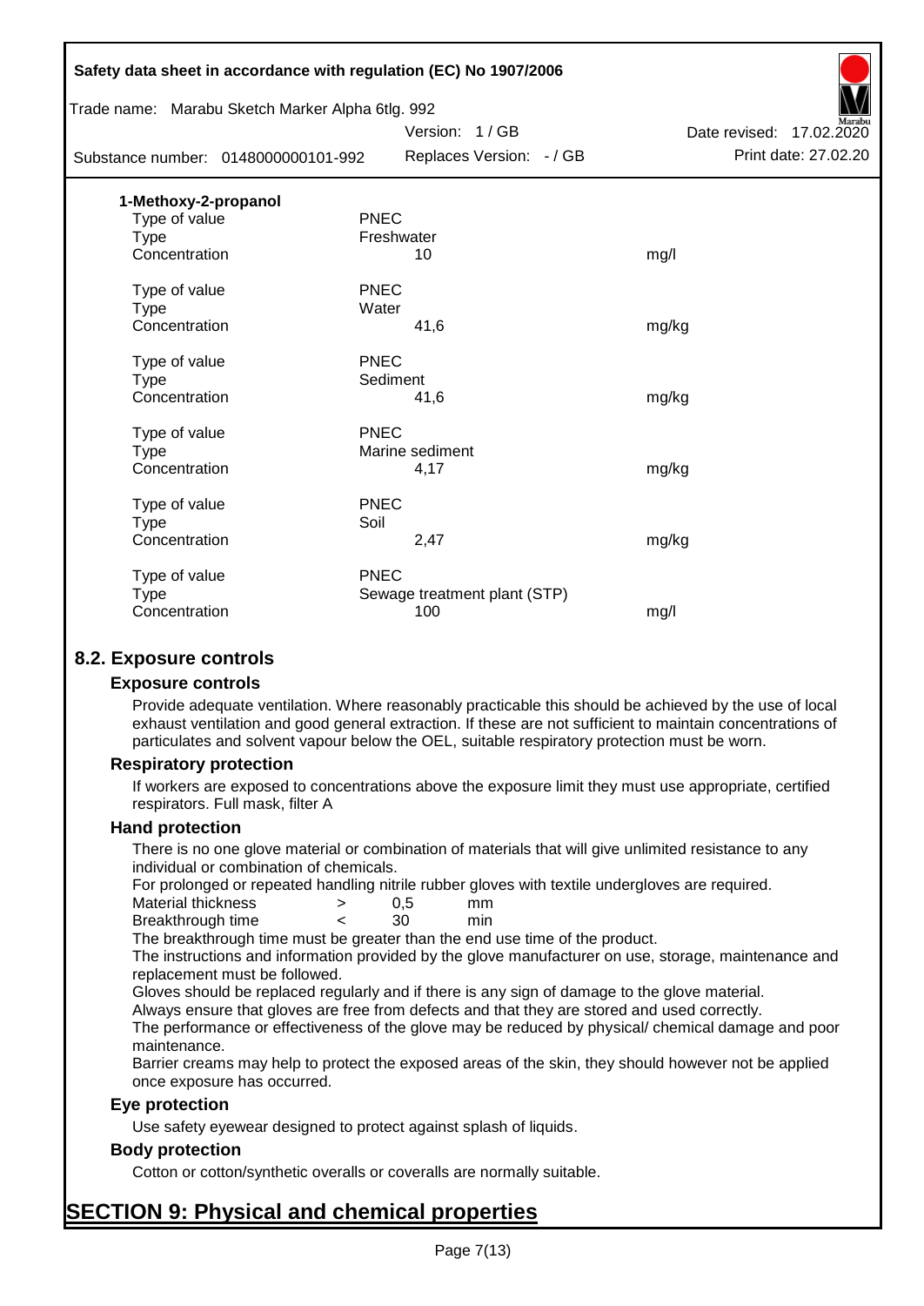**1-Methoxy-2-propanol**

| | | |
|---|---|---|
| Type of value | PNEC | |
| Type | Freshwater | |
| Concentration | 10 | mg/l |
| | | |
| Type of value | PNEC | |
| Type | Water | |
| Concentration | 41,6 | mg/kg |
| | | |
| Type of value | PNEC | |
| Type | Sediment | |
| Concentration | 41,6 | mg/kg |
| | | |
| Type of value | PNEC | |
| Type | Marine sediment | |
| Concentration | 4,17 | mg/kg |
| | | |
| Type of value | PNEC | |
| Type | Soil | |
| Concentration | 2,47 | mg/kg |
| | | |
| Type of value | PNEC | |
| Type | Sewage treatment plant (STP) | |
| Concentration | 100 | mg/l |

## 8.2. Exposure controls

### Exposure controls

Provide adequate ventilation. Where reasonably practicable this should be achieved by the use of local exhaust ventilation and good general extraction. If these are not sufficient to maintain concentrations of particulates and solvent vapour below the OEL, suitable respiratory protection must be worn.

### Respiratory protection

If workers are exposed to concentrations above the exposure limit they must use appropriate, certified respirators. Full mask, filter A

### Hand protection

There is no one glove material or combination of materials that will give unlimited resistance to any individual or combination of chemicals.

For prolonged or repeated handling nitrile rubber gloves with textile undergloves are required.

| | | | |
|---|---|---|---|
| Material thickness | > | 0,5 | mm |
| Breakthrough time | < | 30 | min |

The breakthrough time must be greater than the end use time of the product.

The instructions and information provided by the glove manufacturer on use, storage, maintenance and replacement must be followed.

Gloves should be replaced regularly and if there is any sign of damage to the glove material.

Always ensure that gloves are free from defects and that they are stored and used correctly.

The performance or effectiveness of the glove may be reduced by physical/ chemical damage and poor maintenance.

Barrier creams may help to protect the exposed areas of the skin, they should however not be applied once exposure has occurred.

### Eye protection

Use safety eyewear designed to protect against splash of liquids.

### Body protection

Cotton or cotton/synthetic overalls or coveralls are normally suitable.

# SECTION 9: Physical and chemical properties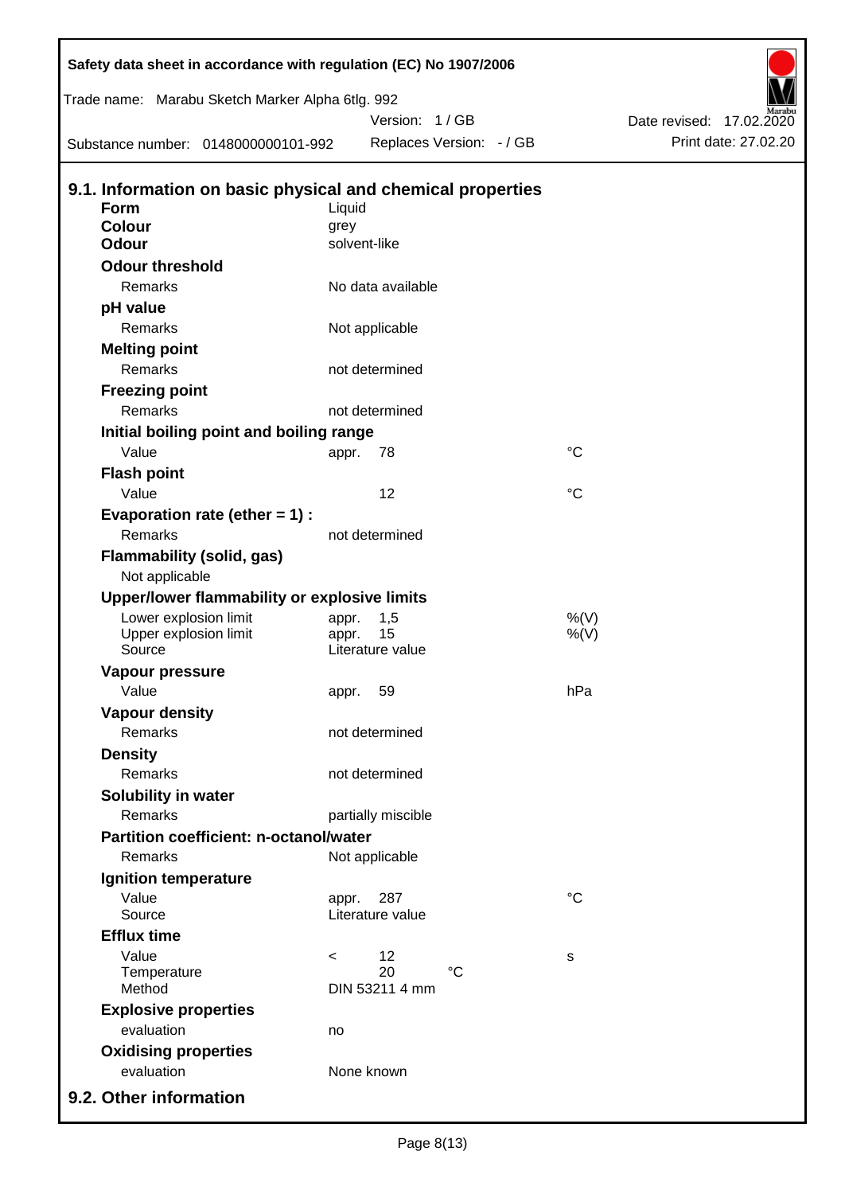## 9.1. Information on basic physical and chemical properties

| | | | |
|---|---|---|---|
| **Form** | Liquid | | |
| **Colour** | grey | | |
| **Odour** | solvent-like | | |
| **Odour threshold** | | | |
| Remarks | No data available | | |
| **pH value** | | | |
| Remarks | Not applicable | | |
| **Melting point** | | | |
| Remarks | not determined | | |
| **Freezing point** | | | |
| Remarks | not determined | | |
| **Initial boiling point and boiling range** | | | |
| Value | appr. | 78 | °C |
| **Flash point** | | | |
| Value | | 12 | °C |
| **Evaporation rate (ether = 1) :** | | | |
| Remarks | not determined | | |
| **Flammability (solid, gas)** | | | |
| Not applicable | | | |
| **Upper/lower flammability or explosive limits** | | | |
| Lower explosion limit | appr. | 1,5 | %(V) |
| Upper explosion limit | appr. | 15 | %(V) |
| Source | Literature value | | |
| **Vapour pressure** | | | |
| Value | appr. | 59 | hPa |
| **Vapour density** | | | |
| Remarks | not determined | | |
| **Density** | | | |
| Remarks | not determined | | |
| **Solubility in water** | | | |
| Remarks | partially miscible | | |
| **Partition coefficient: n-octanol/water** | | | |
| Remarks | Not applicable | | |
| **Ignition temperature** | | | |
| Value | appr. | 287 | °C |
| Source | Literature value | | |
| **Efflux time** | | | |
| Value | < | 12 | s |
| Temperature | | 20 °C | |
| Method | DIN 53211 4 mm | | |
| **Explosive properties** | | | |
| evaluation | no | | |
| **Oxidising properties** | | | |
| evaluation | None known | | |

## 9.2. Other information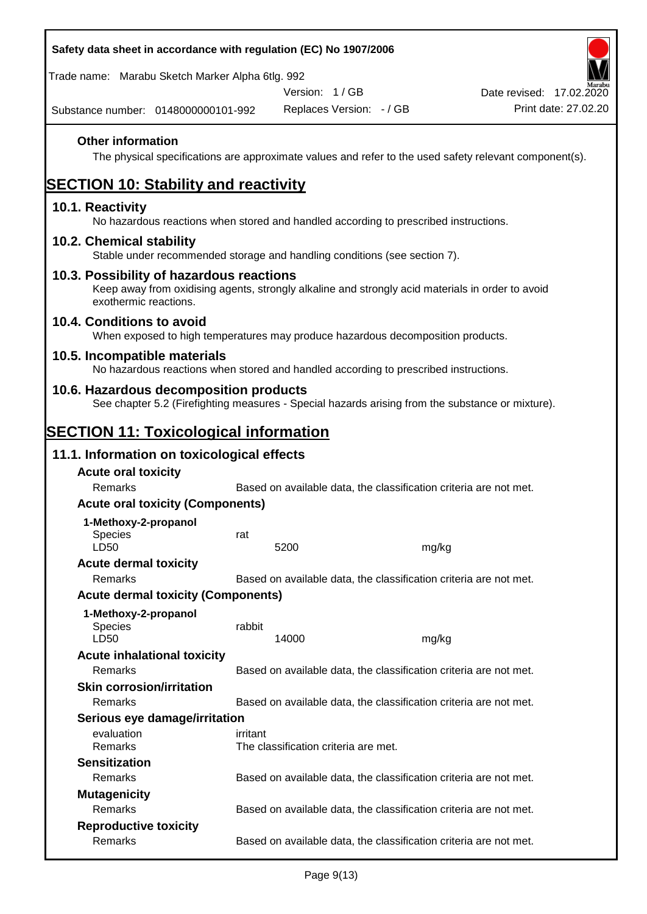**Other information**

The physical specifications are approximate values and refer to the used safety relevant component(s).

# SECTION 10: Stability and reactivity

## 10.1. Reactivity

No hazardous reactions when stored and handled according to prescribed instructions.

## 10.2. Chemical stability

Stable under recommended storage and handling conditions (see section 7).

## 10.3. Possibility of hazardous reactions

Keep away from oxidising agents, strongly alkaline and strongly acid materials in order to avoid exothermic reactions.

## 10.4. Conditions to avoid

When exposed to high temperatures may produce hazardous decomposition products.

## 10.5. Incompatible materials

No hazardous reactions when stored and handled according to prescribed instructions.

## 10.6. Hazardous decomposition products

See chapter 5.2 (Firefighting measures - Special hazards arising from the substance or mixture).

# SECTION 11: Toxicological information

## 11.1. Information on toxicological effects

**Acute oral toxicity**

| | |
|---|---|
| Remarks | Based on available data, the classification criteria are not met. |

**Acute oral toxicity (Components)**

**1-Methoxy-2-propanol**

| | | |
|---|---|---|
| Species | rat | |
| LD50 | 5200 | mg/kg |

**Acute dermal toxicity**

| | |
|---|---|
| Remarks | Based on available data, the classification criteria are not met. |

**Acute dermal toxicity (Components)**

**1-Methoxy-2-propanol**

| | | |
|---|---|---|
| Species | rabbit | |
| LD50 | 14000 | mg/kg |

**Acute inhalational toxicity**

| | |
|---|---|
| Remarks | Based on available data, the classification criteria are not met. |

**Skin corrosion/irritation**

| | |
|---|---|
| Remarks | Based on available data, the classification criteria are not met. |

**Serious eye damage/irritation**

| | |
|---|---|
| evaluation | irritant |
| Remarks | The classification criteria are met. |

**Sensitization**

| | |
|---|---|
| Remarks | Based on available data, the classification criteria are not met. |

**Mutagenicity**

| | |
|---|---|
| Remarks | Based on available data, the classification criteria are not met. |

**Reproductive toxicity**

| | |
|---|---|
| Remarks | Based on available data, the classification criteria are not met. |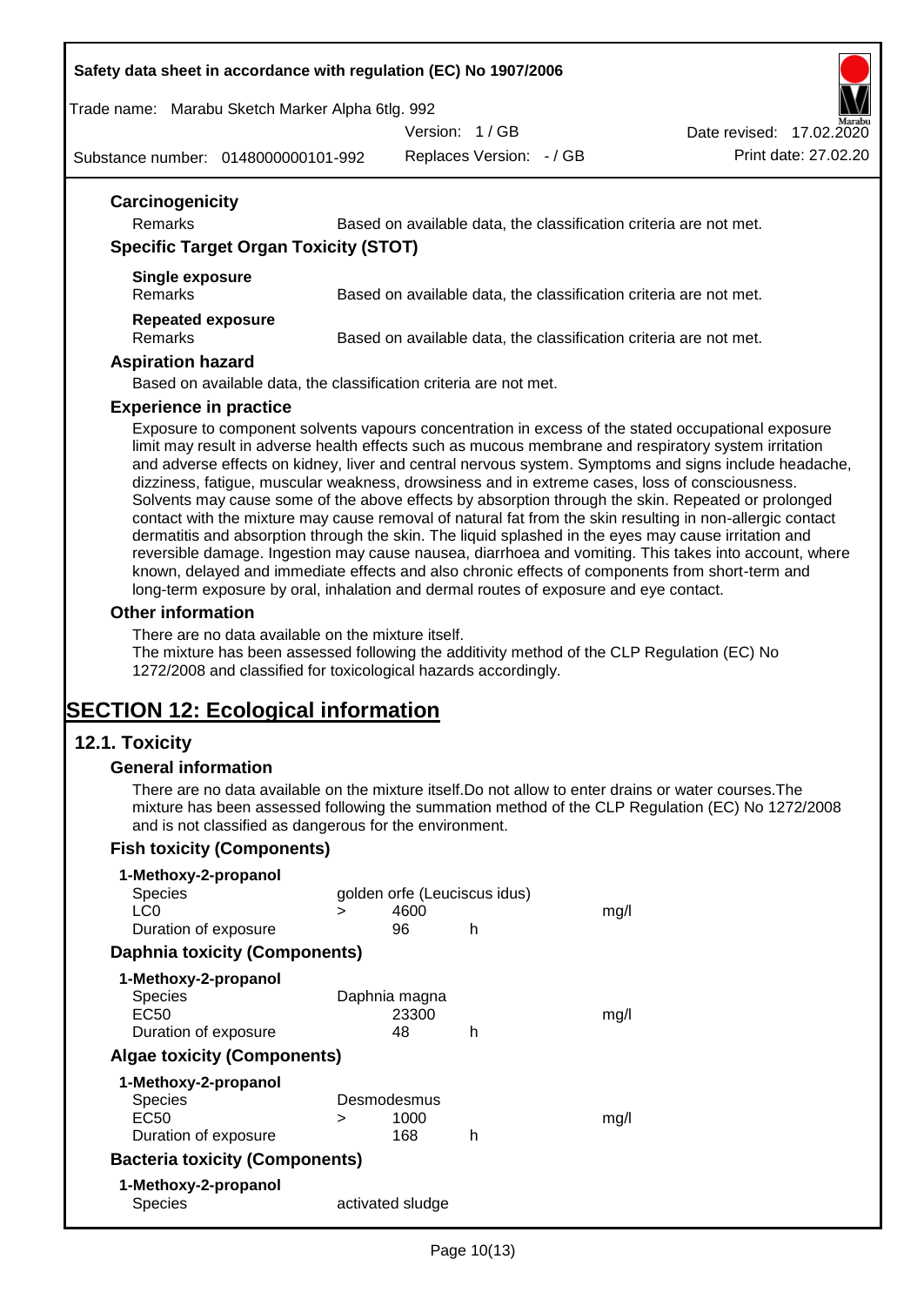### Carcinogenicity

| | |
|---|---|
| Remarks | Based on available data, the classification criteria are not met. |

### Specific Target Organ Toxicity (STOT)

**Single exposure**

| | |
|---|---|
| Remarks | Based on available data, the classification criteria are not met. |

**Repeated exposure**

| | |
|---|---|
| Remarks | Based on available data, the classification criteria are not met. |

### Aspiration hazard

Based on available data, the classification criteria are not met.

### Experience in practice

Exposure to component solvents vapours concentration in excess of the stated occupational exposure limit may result in adverse health effects such as mucous membrane and respiratory system irritation and adverse effects on kidney, liver and central nervous system. Symptoms and signs include headache, dizziness, fatigue, muscular weakness, drowsiness and in extreme cases, loss of consciousness. Solvents may cause some of the above effects by absorption through the skin. Repeated or prolonged contact with the mixture may cause removal of natural fat from the skin resulting in non-allergic contact dermatitis and absorption through the skin. The liquid splashed in the eyes may cause irritation and reversible damage. Ingestion may cause nausea, diarrhoea and vomiting. This takes into account, where known, delayed and immediate effects and also chronic effects of components from short-term and long-term exposure by oral, inhalation and dermal routes of exposure and eye contact.

### Other information

There are no data available on the mixture itself.
The mixture has been assessed following the additivity method of the CLP Regulation (EC) No 1272/2008 and classified for toxicological hazards accordingly.

# SECTION 12: Ecological information

## 12.1. Toxicity

### General information

There are no data available on the mixture itself.Do not allow to enter drains or water courses.The mixture has been assessed following the summation method of the CLP Regulation (EC) No 1272/2008 and is not classified as dangerous for the environment.

### Fish toxicity (Components)

**1-Methoxy-2-propanol**

| | | | | |
|---|---|---|---|---|
| Species | golden orfe (Leuciscus idus) | | | |
| LC0 | > | 4600 | | mg/l |
| Duration of exposure | | 96 | h | |

### Daphnia toxicity (Components)

**1-Methoxy-2-propanol**

| | | | | |
|---|---|---|---|---|
| Species | Daphnia magna | | | |
| EC50 | | 23300 | | mg/l |
| Duration of exposure | | 48 | h | |

### Algae toxicity (Components)

**1-Methoxy-2-propanol**

| | | | | |
|---|---|---|---|---|
| Species | Desmodesmus | | | |
| EC50 | > | 1000 | | mg/l |
| Duration of exposure | | 168 | h | |

### Bacteria toxicity (Components)

**1-Methoxy-2-propanol**

| | |
|---|---|
| Species | activated sludge |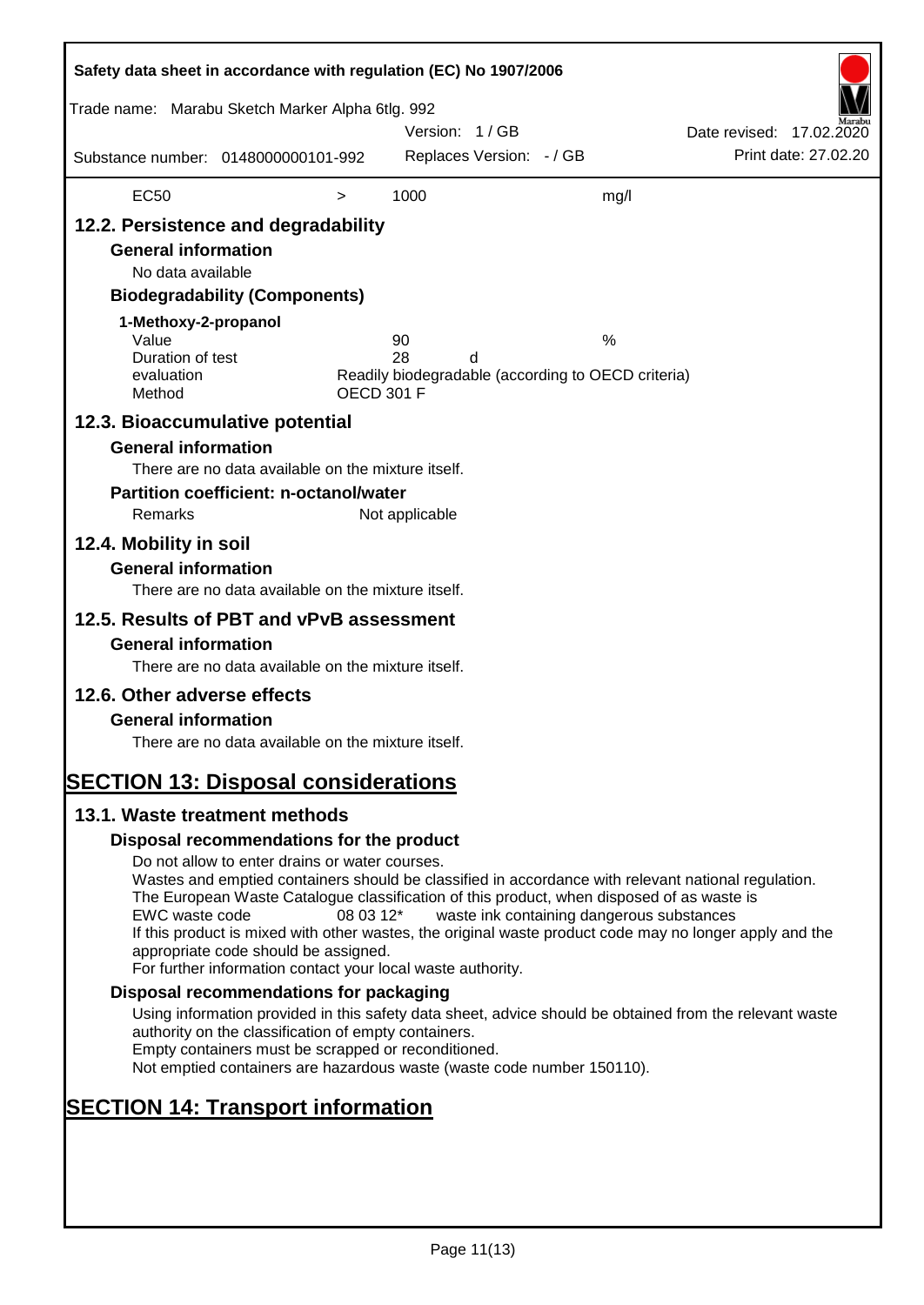| EC50 | > | 1000 | mg/l |
|---|---|---|---|

## 12.2. Persistence and degradability

### General information

No data available

### Biodegradability (Components)

**1-Methoxy-2-propanol**

| | | |
|---|---|---|
| Value | 90 | % |
| Duration of test | 28 d | |
| evaluation | Readily biodegradable (according to OECD criteria) | |
| Method | OECD 301 F | |

## 12.3. Bioaccumulative potential

### General information

There are no data available on the mixture itself.

### Partition coefficient: n-octanol/water

Remarks Not applicable

## 12.4. Mobility in soil

### General information

There are no data available on the mixture itself.

## 12.5. Results of PBT and vPvB assessment

### General information

There are no data available on the mixture itself.

## 12.6. Other adverse effects

### General information

There are no data available on the mixture itself.

# SECTION 13: Disposal considerations

## 13.1. Waste treatment methods

### Disposal recommendations for the product

Do not allow to enter drains or water courses.
Wastes and emptied containers should be classified in accordance with relevant national regulation.
The European Waste Catalogue classification of this product, when disposed of as waste is
EWC waste code 08 03 12* waste ink containing dangerous substances
If this product is mixed with other wastes, the original waste product code may no longer apply and the appropriate code should be assigned.
For further information contact your local waste authority.

### Disposal recommendations for packaging

Using information provided in this safety data sheet, advice should be obtained from the relevant waste authority on the classification of empty containers.
Empty containers must be scrapped or reconditioned.
Not emptied containers are hazardous waste (waste code number 150110).

# SECTION 14: Transport information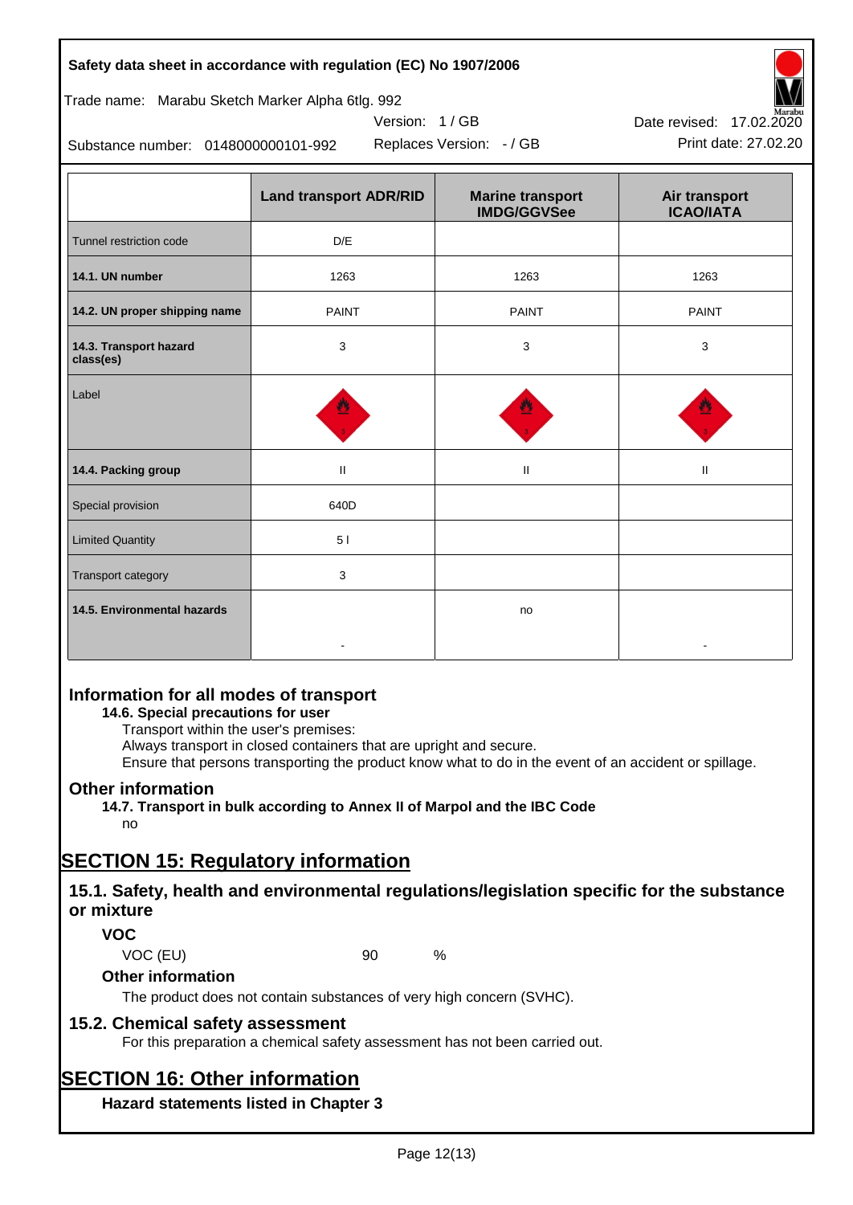| | Land transport ADR/RID | Marine transport IMDG/GGVSee | Air transport ICAO/IATA |
|---|---|---|---|
| Tunnel restriction code | D/E | | |
| **14.1. UN number** | 1263 | 1263 | 1263 |
| **14.2. UN proper shipping name** | PAINT | PAINT | PAINT |
| **14.3. Transport hazard class(es)** | 3 | 3 | 3 |
| Label | | | |
| **14.4. Packing group** | II | II | II |
| Special provision | 640D | | |
| Limited Quantity | 5 l | | |
| Transport category | 3 | | |
| **14.5. Environmental hazards** | - | no | - |

## Information for all modes of transport

**14.6. Special precautions for user**

Transport within the user's premises:
Always transport in closed containers that are upright and secure.
Ensure that persons transporting the product know what to do in the event of an accident or spillage.

## Other information

**14.7. Transport in bulk according to Annex II of Marpol and the IBC Code**

no

# SECTION 15: Regulatory information

## 15.1. Safety, health and environmental regulations/legislation specific for the substance or mixture

### VOC

VOC (EU) 90 %

### Other information

The product does not contain substances of very high concern (SVHC).

## 15.2. Chemical safety assessment

For this preparation a chemical safety assessment has not been carried out.

# SECTION 16: Other information

### Hazard statements listed in Chapter 3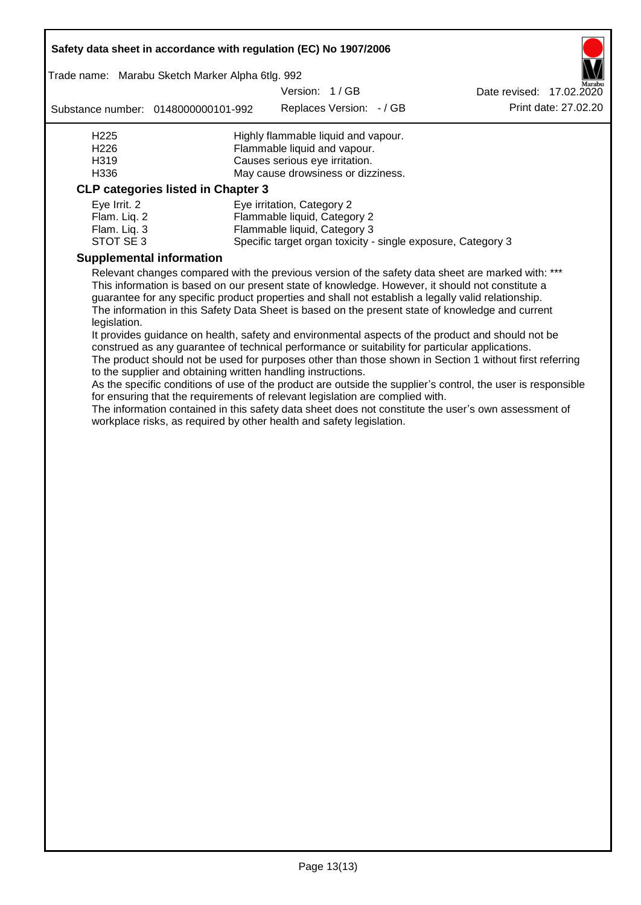| | |
|---|---|
| H225 | Highly flammable liquid and vapour. |
| H226 | Flammable liquid and vapour. |
| H319 | Causes serious eye irritation. |
| H336 | May cause drowsiness or dizziness. |

### CLP categories listed in Chapter 3

| | |
|---|---|
| Eye Irrit. 2 | Eye irritation, Category 2 |
| Flam. Liq. 2 | Flammable liquid, Category 2 |
| Flam. Liq. 3 | Flammable liquid, Category 3 |
| STOT SE 3 | Specific target organ toxicity - single exposure, Category 3 |

### Supplemental information

Relevant changes compared with the previous version of the safety data sheet are marked with: ***
This information is based on our present state of knowledge. However, it should not constitute a guarantee for any specific product properties and shall not establish a legally valid relationship.
The information in this Safety Data Sheet is based on the present state of knowledge and current legislation.
It provides guidance on health, safety and environmental aspects of the product and should not be construed as any guarantee of technical performance or suitability for particular applications.
The product should not be used for purposes other than those shown in Section 1 without first referring to the supplier and obtaining written handling instructions.
As the specific conditions of use of the product are outside the supplier's control, the user is responsible for ensuring that the requirements of relevant legislation are complied with.
The information contained in this safety data sheet does not constitute the user's own assessment of workplace risks, as required by other health and safety legislation.